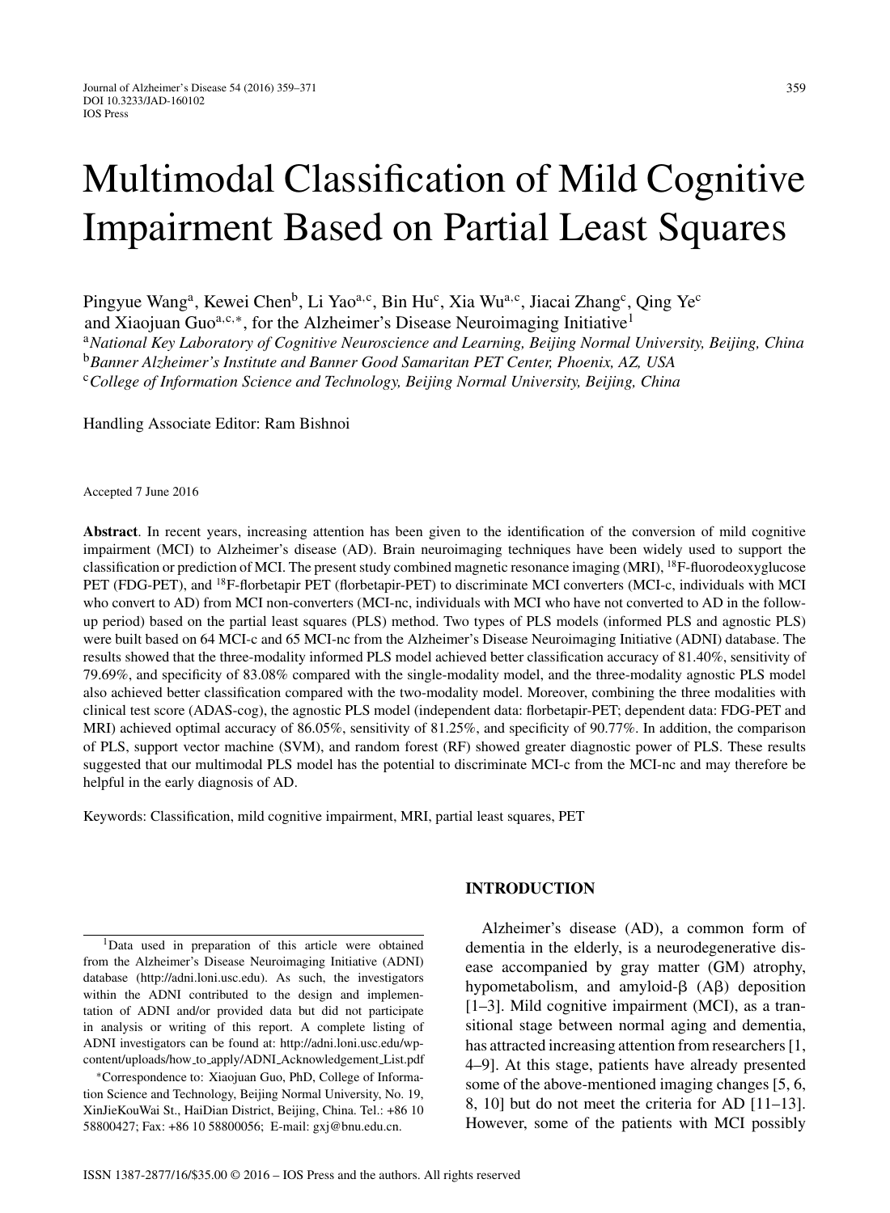# Multimodal Classification of Mild Cognitive Impairment Based on Partial Least Squares

Pingyue Wang[a], Kewei Chen[b], Li Yao[a,c], Bin Hu[c], Xia Wu[a,c], Jiacai Zhang[c], Qing Ye[c] and Xiaojuan Guo[a,c,*], for the Alzheimer's Disease Neuroimaging Initiative[1]

[a] *National Key Laboratory of Cognitive Neuroscience and Learning, Beijing Normal University, Beijing, China*
[b] *Banner Alzheimer's Institute and Banner Good Samaritan PET Center, Phoenix, AZ, USA*
[c] *College of Information Science and Technology, Beijing Normal University, Beijing, China*

Handling Associate Editor: Ram Bishnoi

Accepted 7 June 2016

**Abstract**. In recent years, increasing attention has been given to the identification of the conversion of mild cognitive impairment (MCI) to Alzheimer's disease (AD). Brain neuroimaging techniques have been widely used to support the classification or prediction of MCI. The present study combined magnetic resonance imaging (MRI), $^{18}$F-fluorodeoxyglucose PET (FDG-PET), and $^{18}$F-florbetapir PET (florbetapir-PET) to discriminate MCI converters (MCI-c, individuals with MCI who convert to AD) from MCI non-converters (MCI-nc, individuals with MCI who have not converted to AD in the follow-up period) based on the partial least squares (PLS) method. Two types of PLS models (informed PLS and agnostic PLS) were built based on 64 MCI-c and 65 MCI-nc from the Alzheimer's Disease Neuroimaging Initiative (ADNI) database. The results showed that the three-modality informed PLS model achieved better classification accuracy of 81.40%, sensitivity of 79.69%, and specificity of 83.08% compared with the single-modality model, and the three-modality agnostic PLS model also achieved better classification compared with the two-modality model. Moreover, combining the three modalities with clinical test score (ADAS-cog), the agnostic PLS model (independent data: florbetapir-PET; dependent data: FDG-PET and MRI) achieved optimal accuracy of 86.05%, sensitivity of 81.25%, and specificity of 90.77%. In addition, the comparison of PLS, support vector machine (SVM), and random forest (RF) showed greater diagnostic power of PLS. These results suggested that our multimodal PLS model has the potential to discriminate MCI-c from the MCI-nc and may therefore be helpful in the early diagnosis of AD.

Keywords: Classification, mild cognitive impairment, MRI, partial least squares, PET

## INTRODUCTION

Alzheimer's disease (AD), a common form of dementia in the elderly, is a neurodegenerative disease accompanied by gray matter (GM) atrophy, hypometabolism, and amyloid-β (Aβ) deposition [1–3]. Mild cognitive impairment (MCI), as a transitional stage between normal aging and dementia, has attracted increasing attention from researchers [1, 4–9]. At this stage, patients have already presented some of the above-mentioned imaging changes [5, 6, 8, 10] but do not meet the criteria for AD [11–13]. However, some of the patients with MCI possibly

[1] Data used in preparation of this article were obtained from the Alzheimer's Disease Neuroimaging Initiative (ADNI) database (http://adni.loni.usc.edu). As such, the investigators within the ADNI contributed to the design and implementation of ADNI and/or provided data but did not participate in analysis or writing of this report. A complete listing of ADNI investigators can be found at: http://adni.loni.usc.edu/wp-content/uploads/how_to_apply/ADNI_Acknowledgement_List.pdf

*Correspondence to: Xiaojuan Guo, PhD, College of Information Science and Technology, Beijing Normal University, No. 19, XinJieKouWai St., HaiDian District, Beijing, China. Tel.: +86 10 58800427; Fax: +86 10 58800056; E-mail: gxj@bnu.edu.cn.

ISSN 1387-2877/16/$35.00 © 2016 – IOS Press and the authors. All rights reserved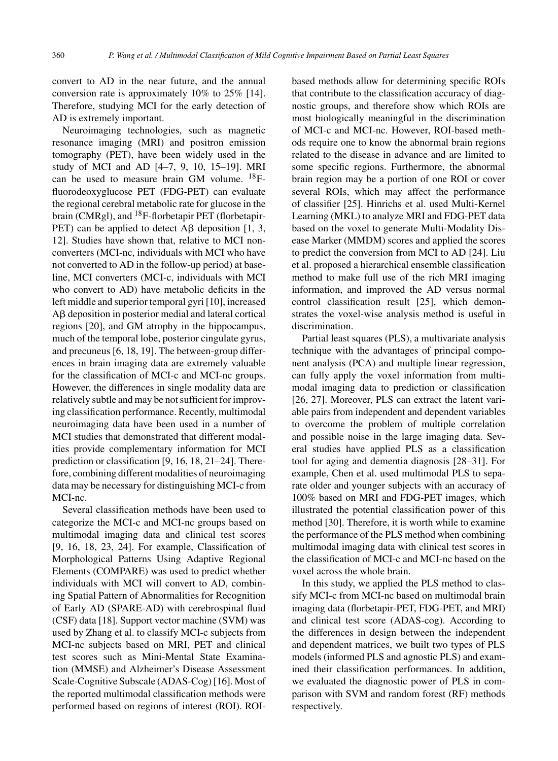convert to AD in the near future, and the annual conversion rate is approximately 10% to 25% [14]. Therefore, studying MCI for the early detection of AD is extremely important.

Neuroimaging technologies, such as magnetic resonance imaging (MRI) and positron emission tomography (PET), have been widely used in the study of MCI and AD [4–7, 9, 10, 15–19]. MRI can be used to measure brain GM volume. $^{18}$F-fluorodeoxyglucose PET (FDG-PET) can evaluate the regional cerebral metabolic rate for glucose in the brain (CMRgl), and $^{18}$F-florbetapir PET (florbetapir-PET) can be applied to detect Aβ deposition [1, 3, 12]. Studies have shown that, relative to MCI non-converters (MCI-nc, individuals with MCI who have not converted to AD in the follow-up period) at baseline, MCI converters (MCI-c, individuals with MCI who convert to AD) have metabolic deficits in the left middle and superior temporal gyri [10], increased Aβ deposition in posterior medial and lateral cortical regions [20], and GM atrophy in the hippocampus, much of the temporal lobe, posterior cingulate gyrus, and precuneus [6, 18, 19]. The between-group differences in brain imaging data are extremely valuable for the classification of MCI-c and MCI-nc groups. However, the differences in single modality data are relatively subtle and may be not sufficient for improving classification performance. Recently, multimodal neuroimaging data have been used in a number of MCI studies that demonstrated that different modalities provide complementary information for MCI prediction or classification [9, 16, 18, 21–24]. Therefore, combining different modalities of neuroimaging data may be necessary for distinguishing MCI-c from MCI-nc.

Several classification methods have been used to categorize the MCI-c and MCI-nc groups based on multimodal imaging data and clinical test scores [9, 16, 18, 23, 24]. For example, Classification of Morphological Patterns Using Adaptive Regional Elements (COMPARE) was used to predict whether individuals with MCI will convert to AD, combining Spatial Pattern of Abnormalities for Recognition of Early AD (SPARE-AD) with cerebrospinal fluid (CSF) data [18]. Support vector machine (SVM) was used by Zhang et al. to classify MCI-c subjects from MCI-nc subjects based on MRI, PET and clinical test scores such as Mini-Mental State Examination (MMSE) and Alzheimer's Disease Assessment Scale-Cognitive Subscale (ADAS-Cog) [16]. Most of the reported multimodal classification methods were performed based on regions of interest (ROI). ROI-based methods allow for determining specific ROIs that contribute to the classification accuracy of diagnostic groups, and therefore show which ROIs are most biologically meaningful in the discrimination of MCI-c and MCI-nc. However, ROI-based methods require one to know the abnormal brain regions related to the disease in advance and are limited to some specific regions. Furthermore, the abnormal brain region may be a portion of one ROI or cover several ROIs, which may affect the performance of classifier [25]. Hinrichs et al. used Multi-Kernel Learning (MKL) to analyze MRI and FDG-PET data based on the voxel to generate Multi-Modality Disease Marker (MMDM) scores and applied the scores to predict the conversion from MCI to AD [24]. Liu et al. proposed a hierarchical ensemble classification method to make full use of the rich MRI imaging information, and improved the AD versus normal control classification result [25], which demonstrates the voxel-wise analysis method is useful in discrimination.

Partial least squares (PLS), a multivariate analysis technique with the advantages of principal component analysis (PCA) and multiple linear regression, can fully apply the voxel information from multimodal imaging data to prediction or classification [26, 27]. Moreover, PLS can extract the latent variable pairs from independent and dependent variables to overcome the problem of multiple correlation and possible noise in the large imaging data. Several studies have applied PLS as a classification tool for aging and dementia diagnosis [28–31]. For example, Chen et al. used multimodal PLS to separate older and younger subjects with an accuracy of 100% based on MRI and FDG-PET images, which illustrated the potential classification power of this method [30]. Therefore, it is worth while to examine the performance of the PLS method when combining multimodal imaging data with clinical test scores in the classification of MCI-c and MCI-nc based on the voxel across the whole brain.

In this study, we applied the PLS method to classify MCI-c from MCI-nc based on multimodal brain imaging data (florbetapir-PET, FDG-PET, and MRI) and clinical test score (ADAS-cog). According to the differences in design between the independent and dependent matrices, we built two types of PLS models (informed PLS and agnostic PLS) and examined their classification performances. In addition, we evaluated the diagnostic power of PLS in comparison with SVM and random forest (RF) methods respectively.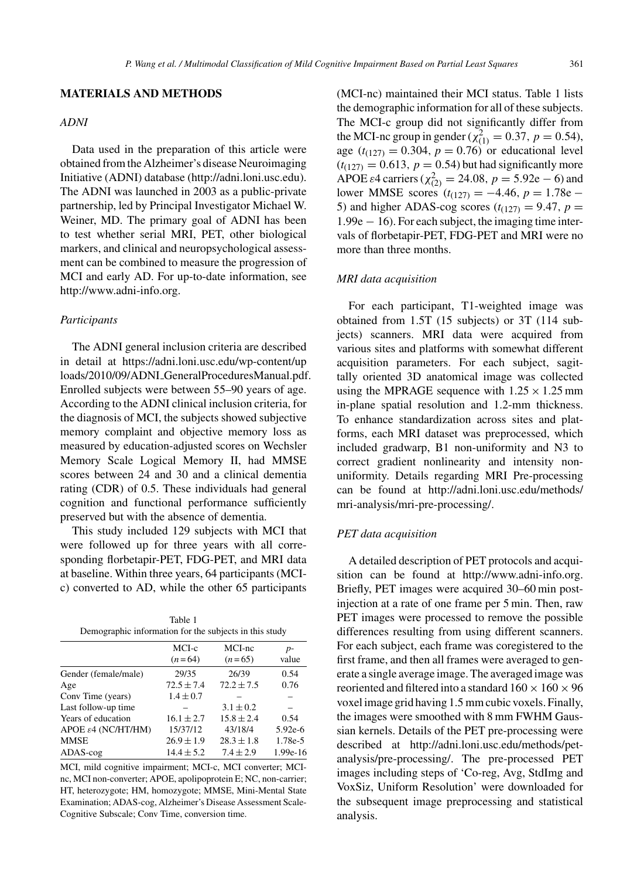## MATERIALS AND METHODS

### *ADNI*

Data used in the preparation of this article were obtained from the Alzheimer's disease Neuroimaging Initiative (ADNI) database (http://adni.loni.usc.edu). The ADNI was launched in 2003 as a public-private partnership, led by Principal Investigator Michael W. Weiner, MD. The primary goal of ADNI has been to test whether serial MRI, PET, other biological markers, and clinical and neuropsychological assessment can be combined to measure the progression of MCI and early AD. For up-to-date information, see http://www.adni-info.org.

### *Participants*

The ADNI general inclusion criteria are described in detail at https://adni.loni.usc.edu/wp-content/uploads/2010/09/ADNI_GeneralProceduresManual.pdf. Enrolled subjects were between 55–90 years of age. According to the ADNI clinical inclusion criteria, for the diagnosis of MCI, the subjects showed subjective memory complaint and objective memory loss as measured by education-adjusted scores on Wechsler Memory Scale Logical Memory II, had MMSE scores between 24 and 30 and a clinical dementia rating (CDR) of 0.5. These individuals had general cognition and functional performance sufficiently preserved but with the absence of dementia.

This study included 129 subjects with MCI that were followed up for three years with all corresponding florbetapir-PET, FDG-PET, and MRI data at baseline. Within three years, 64 participants (MCI-c) converted to AD, while the other 65 participants (MCI-nc) maintained their MCI status. Table 1 lists the demographic information for all of these subjects. The MCI-c group did not significantly differ from the MCI-nc group in gender ($\chi^2_{(1)} = 0.37$, $p = 0.54$), age ($t_{(127)} = 0.304$, $p = 0.76$) or educational level ($t_{(127)} = 0.613$, $p = 0.54$) but had significantly more APOE $\varepsilon$4 carriers ($\chi^2_{(2)} = 24.08$, $p = 5.92\text{e}-6$) and lower MMSE scores ($t_{(127)} = -4.46$, $p = 1.78\text{e}-5$) and higher ADAS-cog scores ($t_{(127)} = 9.47$, $p = 1.99\text{e}-16$). For each subject, the imaging time intervals of florbetapir-PET, FDG-PET and MRI were no more than three months.

Table 1
Demographic information for the subjects in this study

| | MCI-c ($n$=64) | MCI-nc ($n$=65) | $p$-value |
|---|---|---|---|
| Gender (female/male) | 29/35 | 26/39 | 0.54 |
| Age | $72.5 \pm 7.4$ | $72.2 \pm 7.5$ | 0.76 |
| Conv Time (years) | $1.4 \pm 0.7$ | – | – |
| Last follow-up time | – | $3.1 \pm 0.2$ | – |
| Years of education | $16.1 \pm 2.7$ | $15.8 \pm 2.4$ | 0.54 |
| APOE $\varepsilon$4 (NC/HT/HM) | 15/37/12 | 43/18/4 | 5.92e-6 |
| MMSE | $26.9 \pm 1.9$ | $28.3 \pm 1.8$ | 1.78e-5 |
| ADAS-cog | $14.4 \pm 5.2$ | $7.4 \pm 2.9$ | 1.99e-16 |

MCI, mild cognitive impairment; MCI-c, MCI converter; MCI-nc, MCI non-converter; APOE, apolipoprotein E; NC, non-carrier; HT, heterozygote; HM, homozygote; MMSE, Mini-Mental State Examination; ADAS-cog, Alzheimer's Disease Assessment Scale-Cognitive Subscale; Conv Time, conversion time.

### *MRI data acquisition*

For each participant, T1-weighted image was obtained from 1.5T (15 subjects) or 3T (114 subjects) scanners. MRI data were acquired from various sites and platforms with somewhat different acquisition parameters. For each subject, sagittally oriented 3D anatomical image was collected using the MPRAGE sequence with $1.25 \times 1.25$ mm in-plane spatial resolution and 1.2-mm thickness. To enhance standardization across sites and platforms, each MRI dataset was preprocessed, which included gradwarp, B1 non-uniformity and N3 to correct gradient nonlinearity and intensity non-uniformity. Details regarding MRI Pre-processing can be found at http://adni.loni.usc.edu/methods/mri-analysis/mri-pre-processing/.

### *PET data acquisition*

A detailed description of PET protocols and acquisition can be found at http://www.adni-info.org. Briefly, PET images were acquired 30–60 min post-injection at a rate of one frame per 5 min. Then, raw PET images were processed to remove the possible differences resulting from using different scanners. For each subject, each frame was coregistered to the first frame, and then all frames were averaged to generate a single average image. The averaged image was reoriented and filtered into a standard $160 \times 160 \times 96$ voxel image grid having 1.5 mm cubic voxels. Finally, the images were smoothed with 8 mm FWHM Gaussian kernels. Details of the PET pre-processing were described at http://adni.loni.usc.edu/methods/pet-analysis/pre-processing/. The pre-processed PET images including steps of 'Co-reg, Avg, StdImg and VoxSiz, Uniform Resolution' were downloaded for the subsequent image preprocessing and statistical analysis.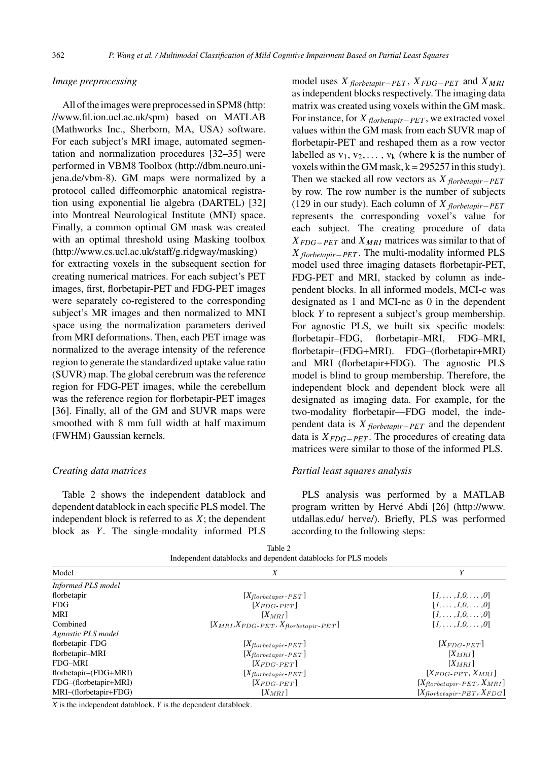*Image preprocessing*

All of the images were preprocessed in SPM8 (http://www.fil.ion.ucl.ac.uk/spm) based on MATLAB (Mathworks Inc., Sherborn, MA, USA) software. For each subject's MRI image, automated segmentation and normalization procedures [32–35] were performed in VBM8 Toolbox (http://dbm.neuro.uni-jena.de/vbm-8). GM maps were normalized by a protocol called diffeomorphic anatomical registration using exponential lie algebra (DARTEL) [32] into Montreal Neurological Institute (MNI) space. Finally, a common optimal GM mask was created with an optimal threshold using Masking toolbox (http://www.cs.ucl.ac.uk/staff/g.ridgway/masking) for extracting voxels in the subsequent section for creating numerical matrices. For each subject's PET images, first, florbetapir-PET and FDG-PET images were separately co-registered to the corresponding subject's MR images and then normalized to MNI space using the normalization parameters derived from MRI deformations. Then, each PET image was normalized to the average intensity of the reference region to generate the standardized uptake value ratio (SUVR) map. The global cerebrum was the reference region for FDG-PET images, while the cerebellum was the reference region for florbetapir-PET images [36]. Finally, all of the GM and SUVR maps were smoothed with 8 mm full width at half maximum (FWHM) Gaussian kernels.

*Creating data matrices*

Table 2 shows the independent datablock and dependent datablock in each specific PLS model. The independent block is referred to as $X$; the dependent block as $Y$. The single-modality informed PLS model uses $X_{florbetapir-PET}$, $X_{FDG-PET}$ and $X_{MRI}$ as independent blocks respectively. The imaging data matrix was created using voxels within the GM mask. For instance, for $X_{florbetapir-PET}$, we extracted voxel values within the GM mask from each SUVR map of florbetapir-PET and reshaped them as a row vector labelled as $v_1, v_2, \ldots, v_k$ (where k is the number of voxels within the GM mask, k = 295257 in this study). Then we stacked all row vectors as $X_{florbetapir-PET}$ by row. The row number is the number of subjects (129 in our study). Each column of $X_{florbetapir-PET}$ represents the corresponding voxel's value for each subject. The creating procedure of data $X_{FDG-PET}$ and $X_{MRI}$ matrices was similar to that of $X_{florbetapir-PET}$. The multi-modality informed PLS model used three imaging datasets florbetapir-PET, FDG-PET and MRI, stacked by column as independent blocks. In all informed models, MCI-c was designated as 1 and MCI-nc as 0 in the dependent block *Y* to represent a subject's group membership. For agnostic PLS, we built six specific models: florbetapir–FDG, florbetapir–MRI, FDG–MRI, florbetapir–(FDG+MRI). FDG–(florbetapir+MRI) and MRI–(florbetapir+FDG). The agnostic PLS model is blind to group membership. Therefore, the independent block and dependent block were all designated as imaging data. For example, for the two-modality florbetapir—FDG model, the independent data is $X_{florbetapir-PET}$ and the dependent data is $X_{FDG-PET}$. The procedures of creating data matrices were similar to those of the informed PLS.

*Partial least squares analysis*

PLS analysis was performed by a MATLAB program written by Hervé Abdi [26] (http://www.utdallas.edu/ herve/). Briefly, PLS was performed according to the following steps:

Table 2
Independent datablocks and dependent datablocks for PLS models

| Model | $X$ | $Y$ |
|---|---|---|
| *Informed PLS model* | | |
| florbetapir | $[X_{florbetapir\text{-}PET}]$ | $[1,\ldots,1,0,\ldots,0]$ |
| FDG | $[X_{FDG\text{-}PET}]$ | $[1,\ldots,1,0,\ldots,0]$ |
| MRI | $[X_{MRI}]$ | $[1,\ldots,1,0,\ldots,0]$ |
| Combined | $[X_{MRI}, X_{FDG\text{-}PET}, X_{florbetapir\text{-}PET}]$ | $[1,\ldots,1,0,\ldots,0]$ |
| *Agnostic PLS model* | | |
| florbetapir–FDG | $[X_{florbetapir\text{-}PET}]$ | $[X_{FDG\text{-}PET}]$ |
| florbetapir–MRI | $[X_{florbetapir\text{-}PET}]$ | $[X_{MRI}]$ |
| FDG–MRI | $[X_{FDG\text{-}PET}]$ | $[X_{MRI}]$ |
| florbetapir–(FDG+MRI) | $[X_{florbetapir\text{-}PET}]$ | $[X_{FDG\text{-}PET}, X_{MRI}]$ |
| FDG–(florbetapir+MRI) | $[X_{FDG\text{-}PET}]$ | $[X_{florbetapir\text{-}PET}, X_{MRI}]$ |
| MRI–(florbetapir+FDG) | $[X_{MRI}]$ | $[X_{florbetapir\text{-}PET}, X_{FDG}]$ |

*X* is the independent datablock, *Y* is the dependent datablock.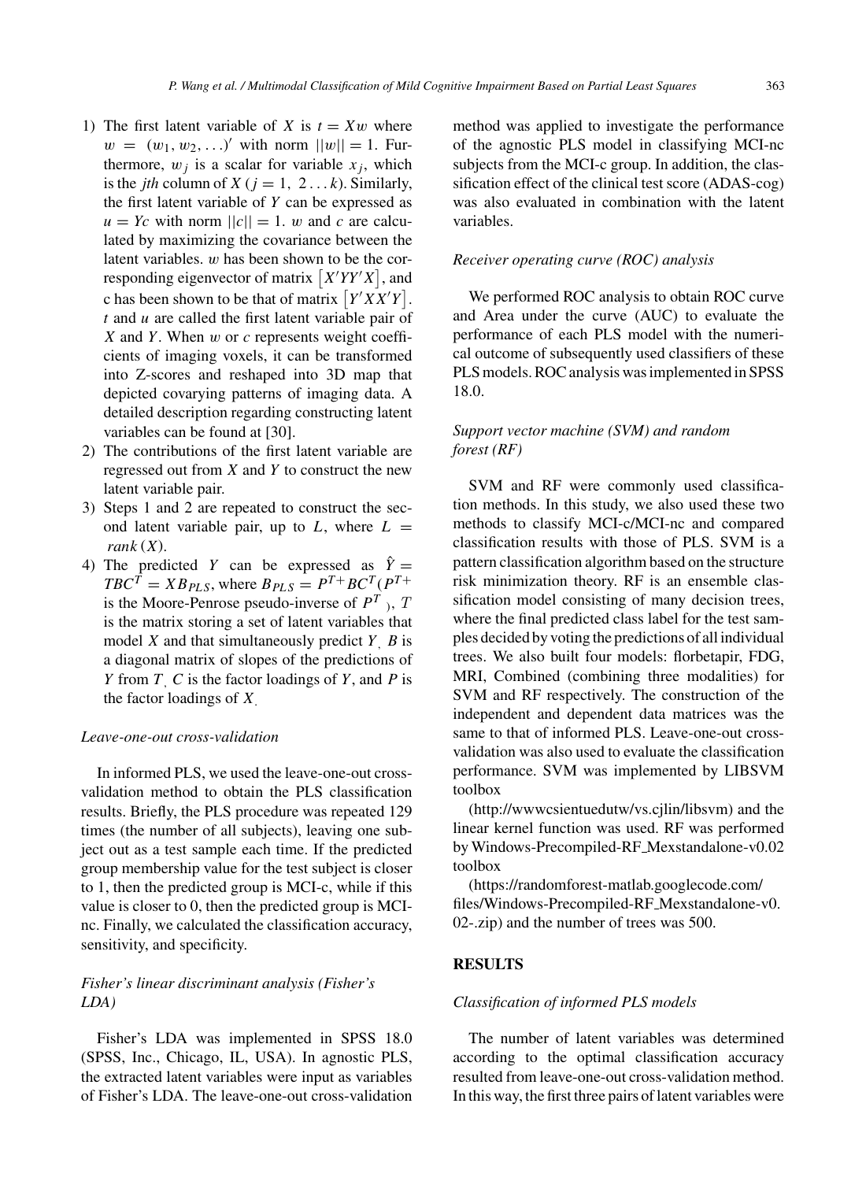1) The first latent variable of $X$ is $t = Xw$ where $w = (w_1, w_2, \ldots)'$ with norm $||w|| = 1$. Furthermore, $w_j$ is a scalar for variable $x_j$, which is the *jth* column of $X$ ($j = 1, 2 \ldots k$). Similarly, the first latent variable of $Y$ can be expressed as $u = Yc$ with norm $||c|| = 1$. $w$ and $c$ are calculated by maximizing the covariance between the latent variables. $w$ has been shown to be the corresponding eigenvector of matrix $[X'YY'X]$, and c has been shown to be that of matrix $[Y'XX'Y]$. $t$ and $u$ are called the first latent variable pair of $X$ and $Y$. When $w$ or $c$ represents weight coefficients of imaging voxels, it can be transformed into Z-scores and reshaped into 3D map that depicted covarying patterns of imaging data. A detailed description regarding constructing latent variables can be found at [30].
2) The contributions of the first latent variable are regressed out from $X$ and $Y$ to construct the new latent variable pair.
3) Steps 1 and 2 are repeated to construct the second latent variable pair, up to $L$, where $L = rank(X)$.
4) The predicted $Y$ can be expressed as $\hat{Y} = TBC^T = XB_{PLS}$, where $B_{PLS} = P^{T+}BC^T$($P^{T+}$ is the Moore-Penrose pseudo-inverse of $P^T$), $T$ is the matrix storing a set of latent variables that model $X$ and that simultaneously predict $Y$, $B$ is a diagonal matrix of slopes of the predictions of $Y$ from $T$, $C$ is the factor loadings of $Y$, and $P$ is the factor loadings of $X$.

### *Leave-one-out cross-validation*

In informed PLS, we used the leave-one-out cross-validation method to obtain the PLS classification results. Briefly, the PLS procedure was repeated 129 times (the number of all subjects), leaving one subject out as a test sample each time. If the predicted group membership value for the test subject is closer to 1, then the predicted group is MCI-c, while if this value is closer to 0, then the predicted group is MCI-nc. Finally, we calculated the classification accuracy, sensitivity, and specificity.

### *Fisher's linear discriminant analysis (Fisher's LDA)*

Fisher's LDA was implemented in SPSS 18.0 (SPSS, Inc., Chicago, IL, USA). In agnostic PLS, the extracted latent variables were input as variables of Fisher's LDA. The leave-one-out cross-validation method was applied to investigate the performance of the agnostic PLS model in classifying MCI-nc subjects from the MCI-c group. In addition, the classification effect of the clinical test score (ADAS-cog) was also evaluated in combination with the latent variables.

### *Receiver operating curve (ROC) analysis*

We performed ROC analysis to obtain ROC curve and Area under the curve (AUC) to evaluate the performance of each PLS model with the numerical outcome of subsequently used classifiers of these PLS models. ROC analysis was implemented in SPSS 18.0.

### *Support vector machine (SVM) and random forest (RF)*

SVM and RF were commonly used classification methods. In this study, we also used these two methods to classify MCI-c/MCI-nc and compared classification results with those of PLS. SVM is a pattern classification algorithm based on the structure risk minimization theory. RF is an ensemble classification model consisting of many decision trees, where the final predicted class label for the test samples decided by voting the predictions of all individual trees. We also built four models: florbetapir, FDG, MRI, Combined (combining three modalities) for SVM and RF respectively. The construction of the independent and dependent data matrices was the same to that of informed PLS. Leave-one-out cross-validation was also used to evaluate the classification performance. SVM was implemented by LIBSVM toolbox (http://wwwcsientuedutw/vs.cjlin/libsvm) and the linear kernel function was used. RF was performed by Windows-Precompiled-RF_Mexstandalone-v0.02 toolbox (https://randomforest-matlab.googlecode.com/files/Windows-Precompiled-RF_Mexstandalone-v0.02-.zip) and the number of trees was 500.

## RESULTS

### *Classification of informed PLS models*

The number of latent variables was determined according to the optimal classification accuracy resulted from leave-one-out cross-validation method. In this way, the first three pairs of latent variables were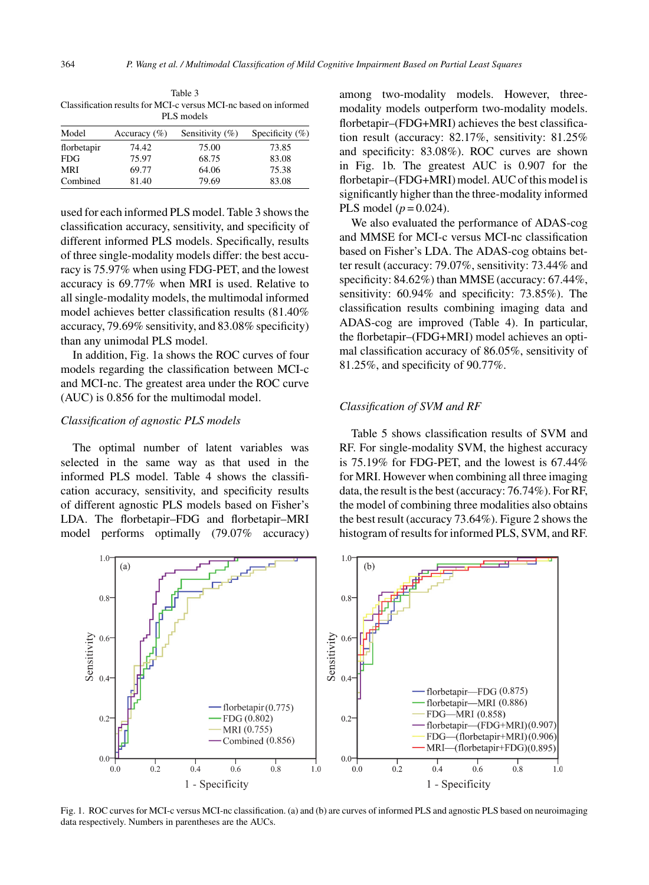Table 3
Classification results for MCI-c versus MCI-nc based on informed PLS models

| Model | Accuracy (%) | Sensitivity (%) | Specificity (%) |
|---|---|---|---|
| florbetapir | 74.42 | 75.00 | 73.85 |
| FDG | 75.97 | 68.75 | 83.08 |
| MRI | 69.77 | 64.06 | 75.38 |
| Combined | 81.40 | 79.69 | 83.08 |

used for each informed PLS model. Table 3 shows the classification accuracy, sensitivity, and specificity of different informed PLS models. Specifically, results of three single-modality models differ: the best accuracy is 75.97% when using FDG-PET, and the lowest accuracy is 69.77% when MRI is used. Relative to all single-modality models, the multimodal informed model achieves better classification results (81.40% accuracy, 79.69% sensitivity, and 83.08% specificity) than any unimodal PLS model.

In addition, Fig. 1a shows the ROC curves of four models regarding the classification between MCI-c and MCI-nc. The greatest area under the ROC curve (AUC) is 0.856 for the multimodal model.

### *Classification of agnostic PLS models*

The optimal number of latent variables was selected in the same way as that used in the informed PLS model. Table 4 shows the classification accuracy, sensitivity, and specificity results of different agnostic PLS models based on Fisher's LDA. The florbetapir–FDG and florbetapir–MRI model performs optimally (79.07% accuracy) among two-modality models. However, three-modality models outperform two-modality models. florbetapir–(FDG+MRI) achieves the best classification result (accuracy: 82.17%, sensitivity: 81.25% and specificity: 83.08%). ROC curves are shown in Fig. 1b. The greatest AUC is 0.907 for the florbetapir–(FDG+MRI) model. AUC of this model is significantly higher than the three-modality informed PLS model ($p = 0.024$).

We also evaluated the performance of ADAS-cog and MMSE for MCI-c versus MCI-nc classification based on Fisher's LDA. The ADAS-cog obtains better result (accuracy: 79.07%, sensitivity: 73.44% and specificity: 84.62%) than MMSE (accuracy: 67.44%, sensitivity: 60.94% and specificity: 73.85%). The classification results combining imaging data and ADAS-cog are improved (Table 4). In particular, the florbetapir–(FDG+MRI) model achieves an optimal classification accuracy of 86.05%, sensitivity of 81.25%, and specificity of 90.77%.

### *Classification of SVM and RF*

Table 5 shows classification results of SVM and RF. For single-modality SVM, the highest accuracy is 75.19% for FDG-PET, and the lowest is 67.44% for MRI. However when combining all three imaging data, the result is the best (accuracy: 76.74%). For RF, the model of combining three modalities also obtains the best result (accuracy 73.64%). Figure 2 shows the histogram of results for informed PLS, SVM, and RF.

Fig. 1. ROC curves for MCI-c versus MCI-nc classification. (a) and (b) are curves of informed PLS and agnostic PLS based on neuroimaging data respectively. Numbers in parentheses are the AUCs.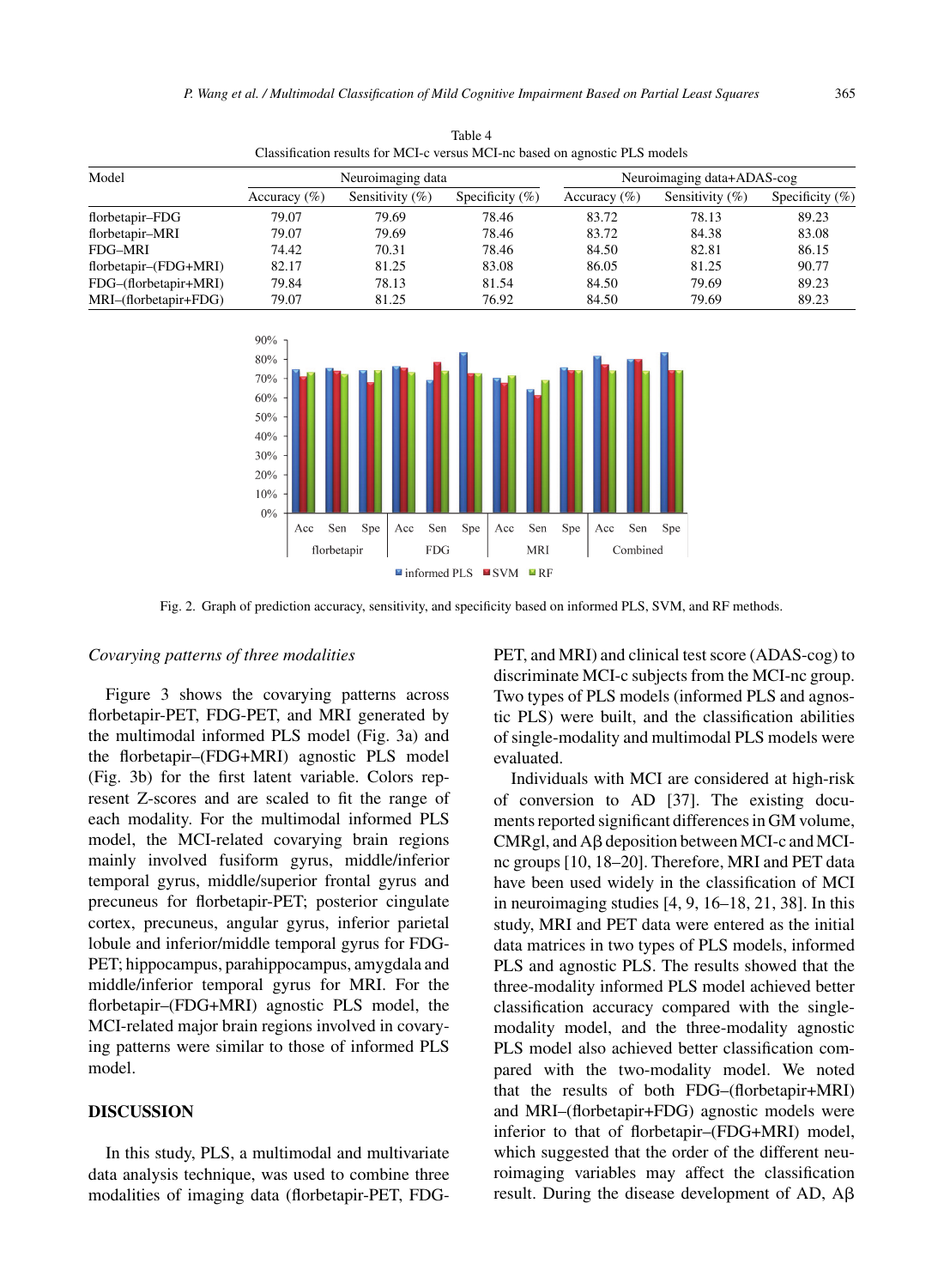Table 4
Classification results for MCI-c versus MCI-nc based on agnostic PLS models

| Model | Neuroimaging data | | | Neuroimaging data+ADAS-cog | | |
|---|---|---|---|---|---|---|
| | Accuracy (%) | Sensitivity (%) | Specificity (%) | Accuracy (%) | Sensitivity (%) | Specificity (%) |
| florbetapir–FDG | 79.07 | 79.69 | 78.46 | 83.72 | 78.13 | 89.23 |
| florbetapir–MRI | 79.07 | 79.69 | 78.46 | 83.72 | 84.38 | 83.08 |
| FDG–MRI | 74.42 | 70.31 | 78.46 | 84.50 | 82.81 | 86.15 |
| florbetapir–(FDG+MRI) | 82.17 | 81.25 | 83.08 | 86.05 | 81.25 | 90.77 |
| FDG–(florbetapir+MRI) | 79.84 | 78.13 | 81.54 | 84.50 | 79.69 | 89.23 |
| MRI–(florbetapir+FDG) | 79.07 | 81.25 | 76.92 | 84.50 | 79.69 | 89.23 |

Fig. 2. Graph of prediction accuracy, sensitivity, and specificity based on informed PLS, SVM, and RF methods.

### *Covarying patterns of three modalities*

Figure 3 shows the covarying patterns across florbetapir-PET, FDG-PET, and MRI generated by the multimodal informed PLS model (Fig. 3a) and the florbetapir–(FDG+MRI) agnostic PLS model (Fig. 3b) for the first latent variable. Colors represent Z-scores and are scaled to fit the range of each modality. For the multimodal informed PLS model, the MCI-related covarying brain regions mainly involved fusiform gyrus, middle/inferior temporal gyrus, middle/superior frontal gyrus and precuneus for florbetapir-PET; posterior cingulate cortex, precuneus, angular gyrus, inferior parietal lobule and inferior/middle temporal gyrus for FDG-PET; hippocampus, parahippocampus, amygdala and middle/inferior temporal gyrus for MRI. For the florbetapir–(FDG+MRI) agnostic PLS model, the MCI-related major brain regions involved in covarying patterns were similar to those of informed PLS model.

## DISCUSSION

In this study, PLS, a multimodal and multivariate data analysis technique, was used to combine three modalities of imaging data (florbetapir-PET, FDG-PET, and MRI) and clinical test score (ADAS-cog) to discriminate MCI-c subjects from the MCI-nc group. Two types of PLS models (informed PLS and agnostic PLS) were built, and the classification abilities of single-modality and multimodal PLS models were evaluated.

Individuals with MCI are considered at high-risk of conversion to AD [37]. The existing documents reported significant differences in GM volume, CMRgl, and Aβ deposition between MCI-c and MCI-nc groups [10, 18–20]. Therefore, MRI and PET data have been used widely in the classification of MCI in neuroimaging studies [4, 9, 16–18, 21, 38]. In this study, MRI and PET data were entered as the initial data matrices in two types of PLS models, informed PLS and agnostic PLS. The results showed that the three-modality informed PLS model achieved better classification accuracy compared with the single-modality model, and the three-modality agnostic PLS model also achieved better classification compared with the two-modality model. We noted that the results of both FDG–(florbetapir+MRI) and MRI–(florbetapir+FDG) agnostic models were inferior to that of florbetapir–(FDG+MRI) model, which suggested that the order of the different neuroimaging variables may affect the classification result. During the disease development of AD, Aβ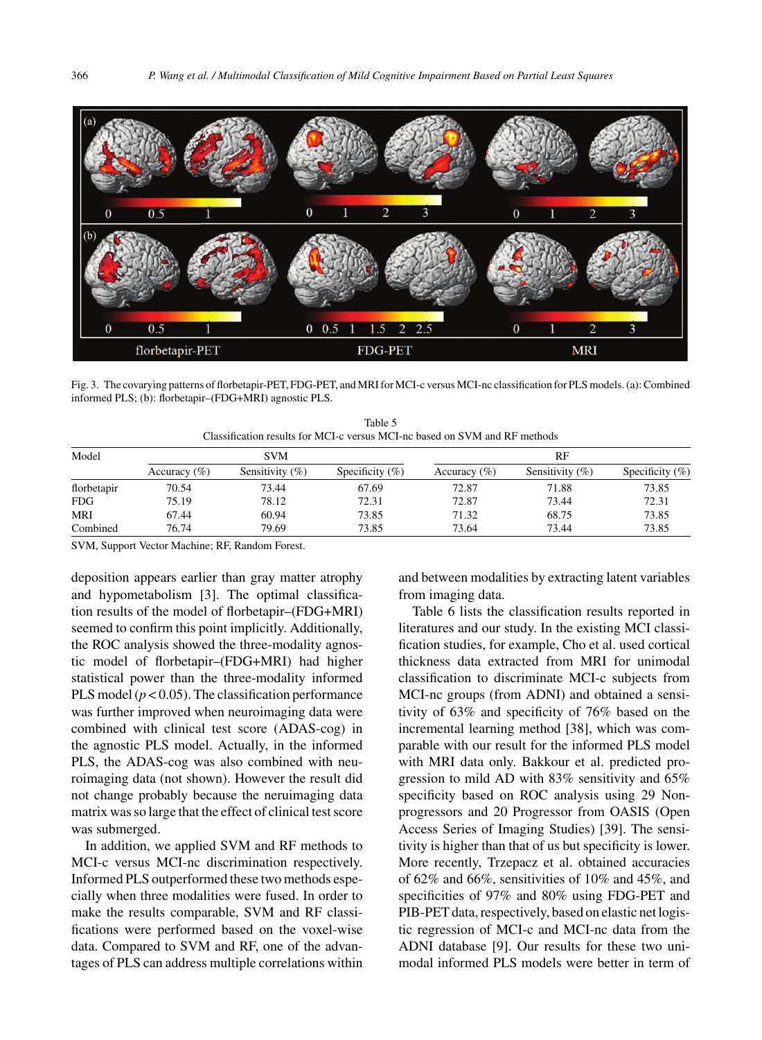Fig. 3. The covarying patterns of florbetapir-PET, FDG-PET, and MRI for MCI-c versus MCI-nc classification for PLS models. (a): Combined informed PLS; (b): florbetapir–(FDG+MRI) agnostic PLS.

Table 5
Classification results for MCI-c versus MCI-nc based on SVM and RF methods

| Model | SVM | | | RF | | |
|---|---|---|---|---|---|---|
| | Accuracy (%) | Sensitivity (%) | Specificity (%) | Accuracy (%) | Sensitivity (%) | Specificity (%) |
| florbetapir | 70.54 | 73.44 | 67.69 | 72.87 | 71.88 | 73.85 |
| FDG | 75.19 | 78.12 | 72.31 | 72.87 | 73.44 | 72.31 |
| MRI | 67.44 | 60.94 | 73.85 | 71.32 | 68.75 | 73.85 |
| Combined | 76.74 | 79.69 | 73.85 | 73.64 | 73.44 | 73.85 |

SVM, Support Vector Machine; RF, Random Forest.

deposition appears earlier than gray matter atrophy and hypometabolism [3]. The optimal classification results of the model of florbetapir–(FDG+MRI) seemed to confirm this point implicitly. Additionally, the ROC analysis showed the three-modality agnostic model of florbetapir–(FDG+MRI) had higher statistical power than the three-modality informed PLS model ($p < 0.05$). The classification performance was further improved when neuroimaging data were combined with clinical test score (ADAS-cog) in the agnostic PLS model. Actually, in the informed PLS, the ADAS-cog was also combined with neuroimaging data (not shown). However the result did not change probably because the neruimaging data matrix was so large that the effect of clinical test score was submerged.

In addition, we applied SVM and RF methods to MCI-c versus MCI-nc discrimination respectively. Informed PLS outperformed these two methods especially when three modalities were fused. In order to make the results comparable, SVM and RF classifications were performed based on the voxel-wise data. Compared to SVM and RF, one of the advantages of PLS can address multiple correlations within and between modalities by extracting latent variables from imaging data.

Table 6 lists the classification results reported in literatures and our study. In the existing MCI classification studies, for example, Cho et al. used cortical thickness data extracted from MRI for unimodal classification to discriminate MCI-c subjects from MCI-nc groups (from ADNI) and obtained a sensitivity of 63% and specificity of 76% based on the incremental learning method [38], which was comparable with our result for the informed PLS model with MRI data only. Bakkour et al. predicted progression to mild AD with 83% sensitivity and 65% specificity based on ROC analysis using 29 Non-progressors and 20 Progressor from OASIS (Open Access Series of Imaging Studies) [39]. The sensitivity is higher than that of us but specificity is lower. More recently, Trzepacz et al. obtained accuracies of 62% and 66%, sensitivities of 10% and 45%, and specificities of 97% and 80% using FDG-PET and PIB-PET data, respectively, based on elastic net logistic regression of MCI-c and MCI-nc data from the ADNI database [9]. Our results for these two unimodal informed PLS models were better in term of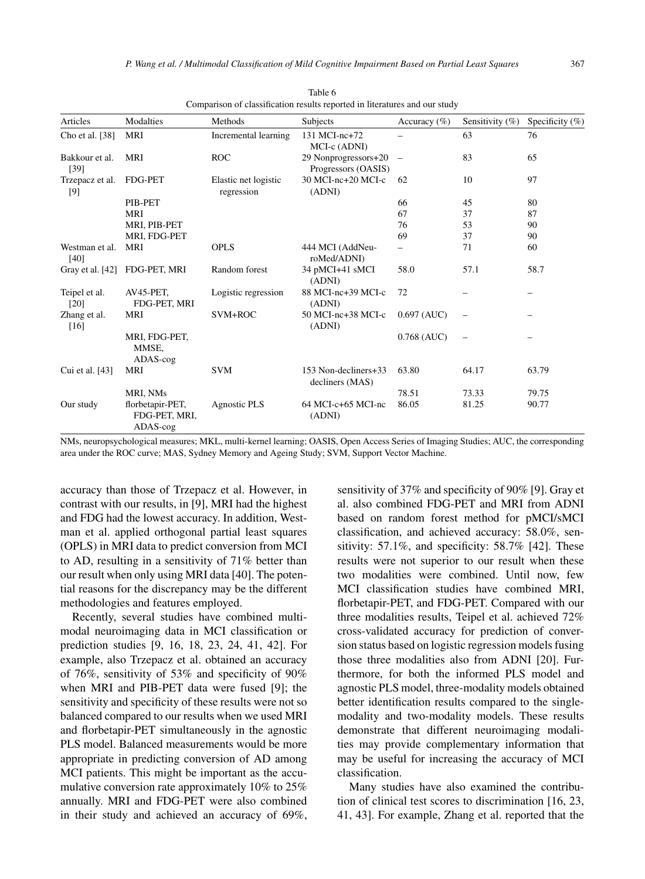Table 6
Comparison of classification results reported in literatures and our study

| Articles | Modalties | Methods | Subjects | Accuracy (%) | Sensitivity (%) | Specificity (%) |
|---|---|---|---|---|---|---|
| Cho et al. [38] | MRI | Incremental learning | 131 MCI-nc+72 MCI-c (ADNI) | – | 63 | 76 |
| Bakkour et al. [39] | MRI | ROC | 29 Nonprogressors+20 Progressors (OASIS) | – | 83 | 65 |
| Trzepacz et al. [9] | FDG-PET | Elastic net logistic regression | 30 MCI-nc+20 MCI-c (ADNI) | 62 | 10 | 97 |
| | PIB-PET | | | 66 | 45 | 80 |
| | MRI | | | 67 | 37 | 87 |
| | MRI, PIB-PET | | | 76 | 53 | 90 |
| | MRI, FDG-PET | | | 69 | 37 | 90 |
| Westman et al. [40] | MRI | OPLS | 444 MCI (AddNeuroMed/ADNI) | – | 71 | 60 |
| Gray et al. [42] | FDG-PET, MRI | Random forest | 34 pMCI+41 sMCI (ADNI) | 58.0 | 57.1 | 58.7 |
| Teipel et al. [20] | AV45-PET, FDG-PET, MRI | Logistic regression | 88 MCI-nc+39 MCI-c (ADNI) | 72 | – | – |
| Zhang et al. [16] | MRI | SVM+ROC | 50 MCI-nc+38 MCI-c (ADNI) | 0.697 (AUC) | – | – |
| | MRI, FDG-PET, MMSE, ADAS-cog | | | 0.768 (AUC) | – | – |
| Cui et al. [43] | MRI | SVM | 153 Non-decliners+33 decliners (MAS) | 63.80 | 64.17 | 63.79 |
| | MRI, NMs | | | 78.51 | 73.33 | 79.75 |
| Our study | florbetapir-PET, FDG-PET, MRI, ADAS-cog | Agnostic PLS | 64 MCI-c+65 MCI-nc (ADNI) | 86.05 | 81.25 | 90.77 |

NMs, neuropsychological measures; MKL, multi-kernel learning; OASIS, Open Access Series of Imaging Studies; AUC, the corresponding area under the ROC curve; MAS, Sydney Memory and Ageing Study; SVM, Support Vector Machine.

accuracy than those of Trzepacz et al. However, in contrast with our results, in [9], MRI had the highest and FDG had the lowest accuracy. In addition, Westman et al. applied orthogonal partial least squares (OPLS) in MRI data to predict conversion from MCI to AD, resulting in a sensitivity of 71% better than our result when only using MRI data [40]. The potential reasons for the discrepancy may be the different methodologies and features employed.

Recently, several studies have combined multimodal neuroimaging data in MCI classification or prediction studies [9, 16, 18, 23, 24, 41, 42]. For example, also Trzepacz et al. obtained an accuracy of 76%, sensitivity of 53% and specificity of 90% when MRI and PIB-PET data were fused [9]; the sensitivity and specificity of these results were not so balanced compared to our results when we used MRI and florbetapir-PET simultaneously in the agnostic PLS model. Balanced measurements would be more appropriate in predicting conversion of AD among MCI patients. This might be important as the accumulative conversion rate approximately 10% to 25% annually. MRI and FDG-PET were also combined in their study and achieved an accuracy of 69%, sensitivity of 37% and specificity of 90% [9]. Gray et al. also combined FDG-PET and MRI from ADNI based on random forest method for pMCI/sMCI classification, and achieved accuracy: 58.0%, sensitivity: 57.1%, and specificity: 58.7% [42]. These results were not superior to our result when these two modalities were combined. Until now, few MCI classification studies have combined MRI, florbetapir-PET, and FDG-PET. Compared with our three modalities results, Teipel et al. achieved 72% cross-validated accuracy for prediction of conversion status based on logistic regression models fusing those three modalities also from ADNI [20]. Furthermore, for both the informed PLS model and agnostic PLS model, three-modality models obtained better identification results compared to the single-modality and two-modality models. These results demonstrate that different neuroimaging modalities may provide complementary information that may be useful for increasing the accuracy of MCI classification.

Many studies have also examined the contribution of clinical test scores to discrimination [16, 23, 41, 43]. For example, Zhang et al. reported that the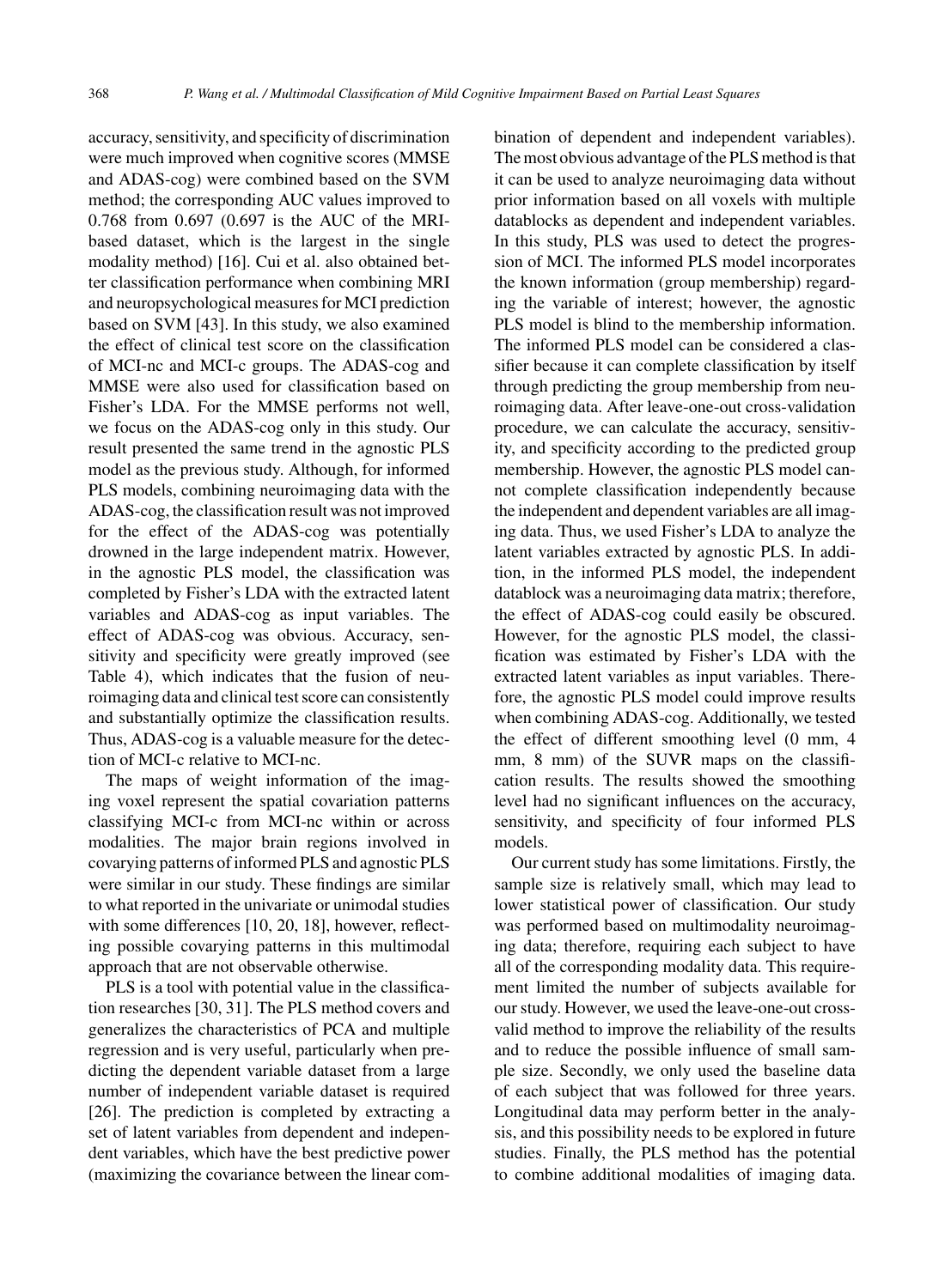accuracy, sensitivity, and specificity of discrimination were much improved when cognitive scores (MMSE and ADAS-cog) were combined based on the SVM method; the corresponding AUC values improved to 0.768 from 0.697 (0.697 is the AUC of the MRI-based dataset, which is the largest in the single modality method) [16]. Cui et al. also obtained better classification performance when combining MRI and neuropsychological measures for MCI prediction based on SVM [43]. In this study, we also examined the effect of clinical test score on the classification of MCI-nc and MCI-c groups. The ADAS-cog and MMSE were also used for classification based on Fisher's LDA. For the MMSE performs not well, we focus on the ADAS-cog only in this study. Our result presented the same trend in the agnostic PLS model as the previous study. Although, for informed PLS models, combining neuroimaging data with the ADAS-cog, the classification result was not improved for the effect of the ADAS-cog was potentially drowned in the large independent matrix. However, in the agnostic PLS model, the classification was completed by Fisher's LDA with the extracted latent variables and ADAS-cog as input variables. The effect of ADAS-cog was obvious. Accuracy, sensitivity and specificity were greatly improved (see Table 4), which indicates that the fusion of neuroimaging data and clinical test score can consistently and substantially optimize the classification results. Thus, ADAS-cog is a valuable measure for the detection of MCI-c relative to MCI-nc.

The maps of weight information of the imaging voxel represent the spatial covariation patterns classifying MCI-c from MCI-nc within or across modalities. The major brain regions involved in covarying patterns of informed PLS and agnostic PLS were similar in our study. These findings are similar to what reported in the univariate or unimodal studies with some differences [10, 20, 18], however, reflecting possible covarying patterns in this multimodal approach that are not observable otherwise.

PLS is a tool with potential value in the classification researches [30, 31]. The PLS method covers and generalizes the characteristics of PCA and multiple regression and is very useful, particularly when predicting the dependent variable dataset from a large number of independent variable dataset is required [26]. The prediction is completed by extracting a set of latent variables from dependent and independent variables, which have the best predictive power (maximizing the covariance between the linear combination of dependent and independent variables). The most obvious advantage of the PLS method is that it can be used to analyze neuroimaging data without prior information based on all voxels with multiple datablocks as dependent and independent variables. In this study, PLS was used to detect the progression of MCI. The informed PLS model incorporates the known information (group membership) regarding the variable of interest; however, the agnostic PLS model is blind to the membership information. The informed PLS model can be considered a classifier because it can complete classification by itself through predicting the group membership from neuroimaging data. After leave-one-out cross-validation procedure, we can calculate the accuracy, sensitivity, and specificity according to the predicted group membership. However, the agnostic PLS model cannot complete classification independently because the independent and dependent variables are all imaging data. Thus, we used Fisher's LDA to analyze the latent variables extracted by agnostic PLS. In addition, in the informed PLS model, the independent datablock was a neuroimaging data matrix; therefore, the effect of ADAS-cog could easily be obscured. However, for the agnostic PLS model, the classification was estimated by Fisher's LDA with the extracted latent variables as input variables. Therefore, the agnostic PLS model could improve results when combining ADAS-cog. Additionally, we tested the effect of different smoothing level (0 mm, 4 mm, 8 mm) of the SUVR maps on the classification results. The results showed the smoothing level had no significant influences on the accuracy, sensitivity, and specificity of four informed PLS models.

Our current study has some limitations. Firstly, the sample size is relatively small, which may lead to lower statistical power of classification. Our study was performed based on multimodality neuroimaging data; therefore, requiring each subject to have all of the corresponding modality data. This requirement limited the number of subjects available for our study. However, we used the leave-one-out cross-valid method to improve the reliability of the results and to reduce the possible influence of small sample size. Secondly, we only used the baseline data of each subject that was followed for three years. Longitudinal data may perform better in the analysis, and this possibility needs to be explored in future studies. Finally, the PLS method has the potential to combine additional modalities of imaging data.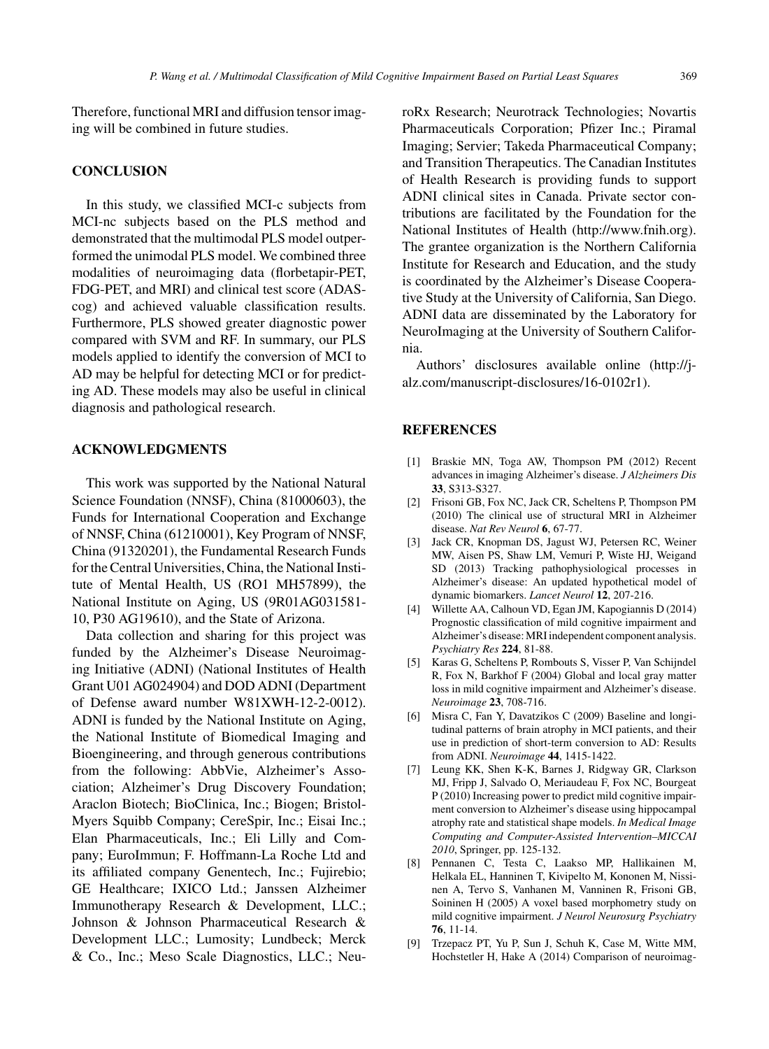Therefore, functional MRI and diffusion tensor imaging will be combined in future studies.

## CONCLUSION

In this study, we classified MCI-c subjects from MCI-nc subjects based on the PLS method and demonstrated that the multimodal PLS model outperformed the unimodal PLS model. We combined three modalities of neuroimaging data (florbetapir-PET, FDG-PET, and MRI) and clinical test score (ADAS-cog) and achieved valuable classification results. Furthermore, PLS showed greater diagnostic power compared with SVM and RF. In summary, our PLS models applied to identify the conversion of MCI to AD may be helpful for detecting MCI or for predicting AD. These models may also be useful in clinical diagnosis and pathological research.

## ACKNOWLEDGMENTS

This work was supported by the National Natural Science Foundation (NNSF), China (81000603), the Funds for International Cooperation and Exchange of NNSF, China (61210001), Key Program of NNSF, China (91320201), the Fundamental Research Funds for the Central Universities, China, the National Institute of Mental Health, US (RO1 MH57899), the National Institute on Aging, US (9R01AG031581-10, P30 AG19610), and the State of Arizona.

Data collection and sharing for this project was funded by the Alzheimer's Disease Neuroimaging Initiative (ADNI) (National Institutes of Health Grant U01 AG024904) and DOD ADNI (Department of Defense award number W81XWH-12-2-0012). ADNI is funded by the National Institute on Aging, the National Institute of Biomedical Imaging and Bioengineering, and through generous contributions from the following: AbbVie, Alzheimer's Association; Alzheimer's Drug Discovery Foundation; Araclon Biotech; BioClinica, Inc.; Biogen; Bristol-Myers Squibb Company; CereSpir, Inc.; Eisai Inc.; Elan Pharmaceuticals, Inc.; Eli Lilly and Company; EuroImmun; F. Hoffmann-La Roche Ltd and its affiliated company Genentech, Inc.; Fujirebio; GE Healthcare; IXICO Ltd.; Janssen Alzheimer Immunotherapy Research & Development, LLC.; Johnson & Johnson Pharmaceutical Research & Development LLC.; Lumosity; Lundbeck; Merck & Co., Inc.; Meso Scale Diagnostics, LLC.; NeuroRx Research; Neurotrack Technologies; Novartis Pharmaceuticals Corporation; Pfizer Inc.; Piramal Imaging; Servier; Takeda Pharmaceutical Company; and Transition Therapeutics. The Canadian Institutes of Health Research is providing funds to support ADNI clinical sites in Canada. Private sector contributions are facilitated by the Foundation for the National Institutes of Health (http://www.fnih.org). The grantee organization is the Northern California Institute for Research and Education, and the study is coordinated by the Alzheimer's Disease Cooperative Study at the University of California, San Diego. ADNI data are disseminated by the Laboratory for NeuroImaging at the University of Southern California.

Authors' disclosures available online (http://j-alz.com/manuscript-disclosures/16-0102r1).

## REFERENCES

[1] Braskie MN, Toga AW, Thompson PM (2012) Recent advances in imaging Alzheimer's disease. *J Alzheimers Dis* **33**, S313-S327.

[2] Frisoni GB, Fox NC, Jack CR, Scheltens P, Thompson PM (2010) The clinical use of structural MRI in Alzheimer disease. *Nat Rev Neurol* **6**, 67-77.

[3] Jack CR, Knopman DS, Jagust WJ, Petersen RC, Weiner MW, Aisen PS, Shaw LM, Vemuri P, Wiste HJ, Weigand SD (2013) Tracking pathophysiological processes in Alzheimer's disease: An updated hypothetical model of dynamic biomarkers. *Lancet Neurol* **12**, 207-216.

[4] Willette AA, Calhoun VD, Egan JM, Kapogiannis D (2014) Prognostic classification of mild cognitive impairment and Alzheimer's disease: MRI independent component analysis. *Psychiatry Res* **224**, 81-88.

[5] Karas G, Scheltens P, Rombouts S, Visser P, Van Schijndel R, Fox N, Barkhof F (2004) Global and local gray matter loss in mild cognitive impairment and Alzheimer's disease. *Neuroimage* **23**, 708-716.

[6] Misra C, Fan Y, Davatzikos C (2009) Baseline and longitudinal patterns of brain atrophy in MCI patients, and their use in prediction of short-term conversion to AD: Results from ADNI. *Neuroimage* **44**, 1415-1422.

[7] Leung KK, Shen K-K, Barnes J, Ridgway GR, Clarkson MJ, Fripp J, Salvado O, Meriaudeau F, Fox NC, Bourgeat P (2010) Increasing power to predict mild cognitive impairment conversion to Alzheimer's disease using hippocampal atrophy rate and statistical shape models. *In Medical Image Computing and Computer-Assisted Intervention–MICCAI 2010*, Springer, pp. 125-132.

[8] Pennanen C, Testa C, Laakso MP, Hallikainen M, Helkala EL, Hanninen T, Kivipelto M, Kononen M, Nissinen A, Tervo S, Vanhanen M, Vanninen R, Frisoni GB, Soininen H (2005) A voxel based morphometry study on mild cognitive impairment. *J Neurol Neurosurg Psychiatry* **76**, 11-14.

[9] Trzepacz PT, Yu P, Sun J, Schuh K, Case M, Witte MM, Hochstetler H, Hake A (2014) Comparison of neuroimag-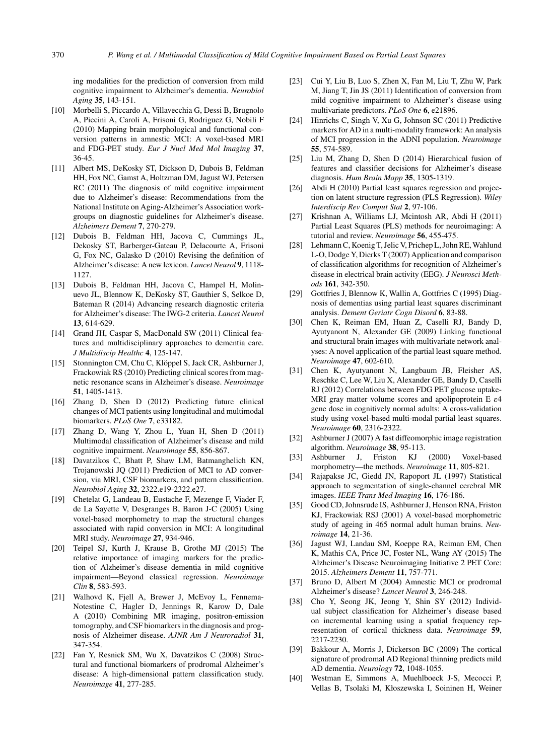ing modalities for the prediction of conversion from mild cognitive impairment to Alzheimer's dementia. *Neurobiol Aging* **35**, 143-151.

[10] Morbelli S, Piccardo A, Villavecchia G, Dessi B, Brugnolo A, Piccini A, Caroli A, Frisoni G, Rodriguez G, Nobili F (2010) Mapping brain morphological and functional conversion patterns in amnestic MCI: A voxel-based MRI and FDG-PET study. *Eur J Nucl Med Mol Imaging* **37**, 36-45.

[11] Albert MS, DeKosky ST, Dickson D, Dubois B, Feldman HH, Fox NC, Gamst A, Holtzman DM, Jagust WJ, Petersen RC (2011) The diagnosis of mild cognitive impairment due to Alzheimer's disease: Recommendations from the National Institute on Aging-Alzheimer's Association workgroups on diagnostic guidelines for Alzheimer's disease. *Alzheimers Dement* **7**, 270-279.

[12] Dubois B, Feldman HH, Jacova C, Cummings JL, Dekosky ST, Barberger-Gateau P, Delacourte A, Frisoni G, Fox NC, Galasko D (2010) Revising the definition of Alzheimer's disease: A new lexicon. *Lancet Neurol* **9**, 1118-1127.

[13] Dubois B, Feldman HH, Jacova C, Hampel H, Molinuevo JL, Blennow K, DeKosky ST, Gauthier S, Selkoe D, Bateman R (2014) Advancing research diagnostic criteria for Alzheimer's disease: The IWG-2 criteria. *Lancet Neurol* **13**, 614-629.

[14] Grand JH, Caspar S, MacDonald SW (2011) Clinical features and multidisciplinary approaches to dementia care. *J Multidiscip Healthc* **4**, 125-147.

[15] Stonnington CM, Chu C, Klöppel S, Jack CR, Ashburner J, Frackowiak RS (2010) Predicting clinical scores from magnetic resonance scans in Alzheimer's disease. *Neuroimage* **51**, 1405-1413.

[16] Zhang D, Shen D (2012) Predicting future clinical changes of MCI patients using longitudinal and multimodal biomarkers. *PLoS One* **7**, e33182.

[17] Zhang D, Wang Y, Zhou L, Yuan H, Shen D (2011) Multimodal classification of Alzheimer's disease and mild cognitive impairment. *Neuroimage* **55**, 856-867.

[18] Davatzikos C, Bhatt P, Shaw LM, Batmanghelich KN, Trojanowski JQ (2011) Prediction of MCI to AD conversion, via MRI, CSF biomarkers, and pattern classification. *Neurobiol Aging* **32**, 2322.e19-2322.e27.

[19] Chetelat G, Landeau B, Eustache F, Mezenge F, Viader F, de La Sayette V, Desgranges B, Baron J-C (2005) Using voxel-based morphometry to map the structural changes associated with rapid conversion in MCI: A longitudinal MRI study. *Neuroimage* **27**, 934-946.

[20] Teipel SJ, Kurth J, Krause B, Grothe MJ (2015) The relative importance of imaging markers for the prediction of Alzheimer's disease dementia in mild cognitive impairment—Beyond classical regression. *Neuroimage Clin* **8**, 583-593.

[21] Walhovd K, Fjell A, Brewer J, McEvoy L, Fennema-Notestine C, Hagler D, Jennings R, Karow D, Dale A (2010) Combining MR imaging, positron-emission tomography, and CSF biomarkers in the diagnosis and prognosis of Alzheimer disease. *AJNR Am J Neuroradiol* **31**, 347-354.

[22] Fan Y, Resnick SM, Wu X, Davatzikos C (2008) Structural and functional biomarkers of prodromal Alzheimer's disease: A high-dimensional pattern classification study. *Neuroimage* **41**, 277-285.

[23] Cui Y, Liu B, Luo S, Zhen X, Fan M, Liu T, Zhu W, Park M, Jiang T, Jin JS (2011) Identification of conversion from mild cognitive impairment to Alzheimer's disease using multivariate predictors. *PLoS One* **6**, e21896.

[24] Hinrichs C, Singh V, Xu G, Johnson SC (2011) Predictive markers for AD in a multi-modality framework: An analysis of MCI progression in the ADNI population. *Neuroimage* **55**, 574-589.

[25] Liu M, Zhang D, Shen D (2014) Hierarchical fusion of features and classifier decisions for Alzheimer's disease diagnosis. *Hum Brain Mapp* **35**, 1305-1319.

[26] Abdi H (2010) Partial least squares regression and projection on latent structure regression (PLS Regression). *Wiley Interdiscip Rev Comput Stat* **2**, 97-106.

[27] Krishnan A, Williams LJ, Mcintosh AR, Abdi H (2011) Partial Least Squares (PLS) methods for neuroimaging: A tutorial and review. *Neuroimage* **56**, 455-475.

[28] Lehmann C, Koenig T, Jelic V, Prichep L, John RE, Wahlund L-O, Dodge Y, Dierks T (2007) Application and comparison of classification algorithms for recognition of Alzheimer's disease in electrical brain activity (EEG). *J Neurosci Methods* **161**, 342-350.

[29] Gottfries J, Blennow K, Wallin A, Gottfries C (1995) Diagnosis of dementias using partial least squares discriminant analysis. *Dement Geriatr Cogn Disord* **6**, 83-88.

[30] Chen K, Reiman EM, Huan Z, Caselli RJ, Bandy D, Ayutyanont N, Alexander GE (2009) Linking functional and structural brain images with multivariate network analyses: A novel application of the partial least square method. *Neuroimage* **47**, 602-610.

[31] Chen K, Ayutyanont N, Langbaum JB, Fleisher AS, Reschke C, Lee W, Liu X, Alexander GE, Bandy D, Caselli RJ (2012) Correlations between FDG PET glucose uptake-MRI gray matter volume scores and apolipoprotein E ε4 gene dose in cognitively normal adults: A cross-validation study using voxel-based multi-modal partial least squares. *Neuroimage* **60**, 2316-2322.

[32] Ashburner J (2007) A fast diffeomorphic image registration algorithm. *Neuroimage* **38**, 95-113.

[33] Ashburner J, Friston KJ (2000) Voxel-based morphometry—the methods. *Neuroimage* **11**, 805-821.

[34] Rajapakse JC, Giedd JN, Rapoport JL (1997) Statistical approach to segmentation of single-channel cerebral MR images. *IEEE Trans Med Imaging* **16**, 176-186.

[35] Good CD, Johnsrude IS, Ashburner J, Henson RNA, Friston KJ, Frackowiak RSJ (2001) A voxel-based morphometric study of ageing in 465 normal adult human brains. *Neuroimage* **14**, 21-36.

[36] Jagust WJ, Landau SM, Koeppe RA, Reiman EM, Chen K, Mathis CA, Price JC, Foster NL, Wang AY (2015) The Alzheimer's Disease Neuroimaging Initiative 2 PET Core: 2015. *Alzheimers Dement* **11**, 757-771.

[37] Bruno D, Albert M (2004) Amnestic MCI or prodromal Alzheimer's disease? *Lancet Neurol* **3**, 246-248.

[38] Cho Y, Seong JK, Jeong Y, Shin SY (2012) Individual subject classification for Alzheimer's disease based on incremental learning using a spatial frequency representation of cortical thickness data. *Neuroimage* **59**, 2217-2230.

[39] Bakkour A, Morris J, Dickerson BC (2009) The cortical signature of prodromal AD Regional thinning predicts mild AD dementia. *Neurology* **72**, 1048-1055.

[40] Westman E, Simmons A, Muehlboeck J-S, Mecocci P, Vellas B, Tsolaki M, Kłoszewska I, Soininen H, Weiner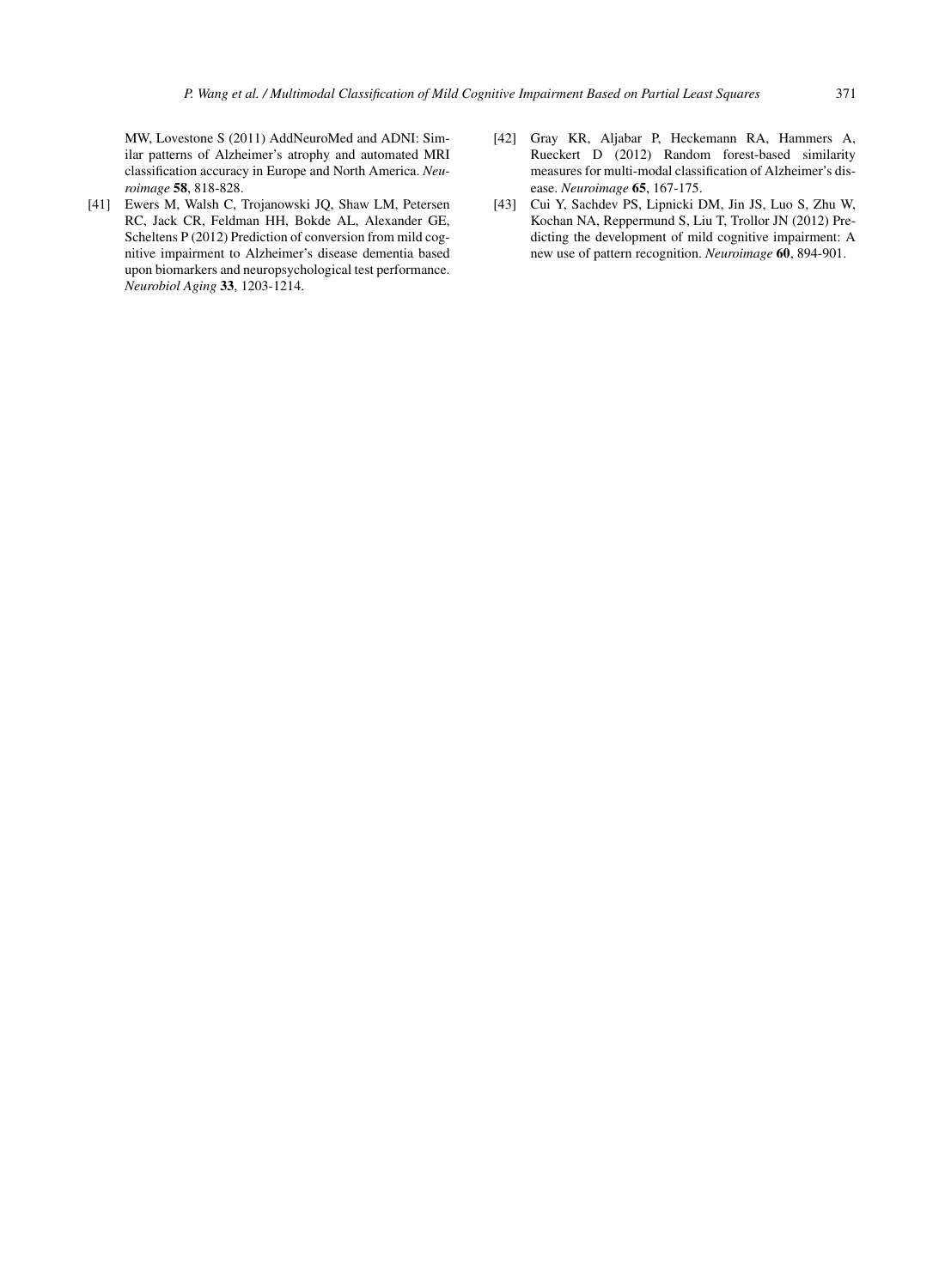MW, Lovestone S (2011) AddNeuroMed and ADNI: Similar patterns of Alzheimer's atrophy and automated MRI classification accuracy in Europe and North America. *Neuroimage* **58**, 818-828.

[41] Ewers M, Walsh C, Trojanowski JQ, Shaw LM, Petersen RC, Jack CR, Feldman HH, Bokde AL, Alexander GE, Scheltens P (2012) Prediction of conversion from mild cognitive impairment to Alzheimer's disease dementia based upon biomarkers and neuropsychological test performance. *Neurobiol Aging* **33**, 1203-1214.

[42] Gray KR, Aljabar P, Heckemann RA, Hammers A, Rueckert D (2012) Random forest-based similarity measures for multi-modal classification of Alzheimer's disease. *Neuroimage* **65**, 167-175.

[43] Cui Y, Sachdev PS, Lipnicki DM, Jin JS, Luo S, Zhu W, Kochan NA, Reppermund S, Liu T, Trollor JN (2012) Predicting the development of mild cognitive impairment: A new use of pattern recognition. *Neuroimage* **60**, 894-901.